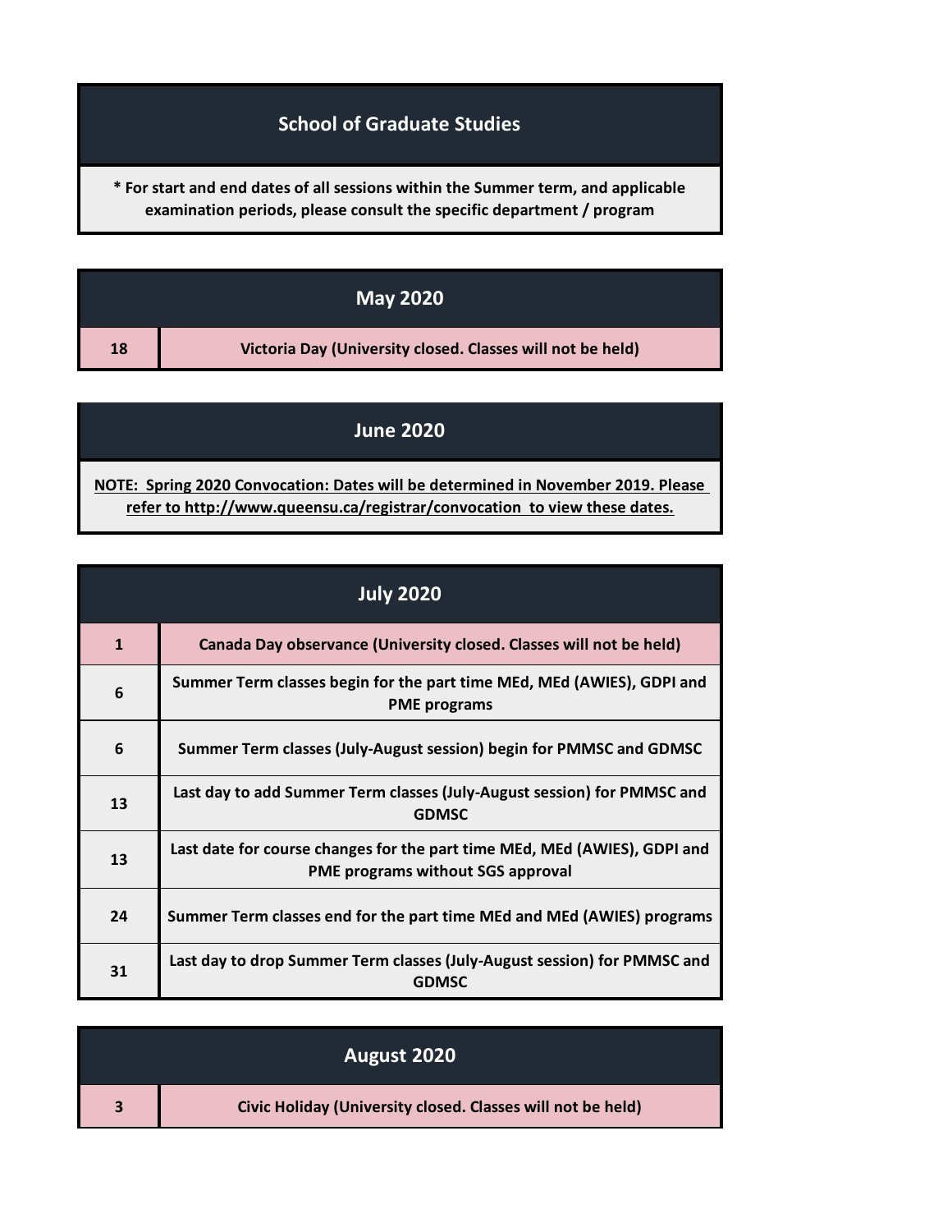# School of Graduate Studies

**\* For start and end dates of all sessions within the Summer term, and applicable examination periods, please consult the specific department / program**

## May 2020

| | |
|---|---|
| 18 | Victoria Day (University closed. Classes will not be held) |

## June 2020

**NOTE: Spring 2020 Convocation: Dates will be determined in November 2019. Please refer to http://www.queensu.ca/registrar/convocation to view these dates.**

## July 2020

| | |
|---|---|
| 1 | Canada Day observance (University closed. Classes will not be held) |
| 6 | Summer Term classes begin for the part time MEd, MEd (AWIES), GDPI and PME programs |
| 6 | Summer Term classes (July-August session) begin for PMMSC and GDMSC |
| 13 | Last day to add Summer Term classes (July-August session) for PMMSC and GDMSC |
| 13 | Last date for course changes for the part time MEd, MEd (AWIES), GDPI and PME programs without SGS approval |
| 24 | Summer Term classes end for the part time MEd and MEd (AWIES) programs |
| 31 | Last day to drop Summer Term classes (July-August session) for PMMSC and GDMSC |

## August 2020

| | |
|---|---|
| 3 | Civic Holiday (University closed. Classes will not be held) |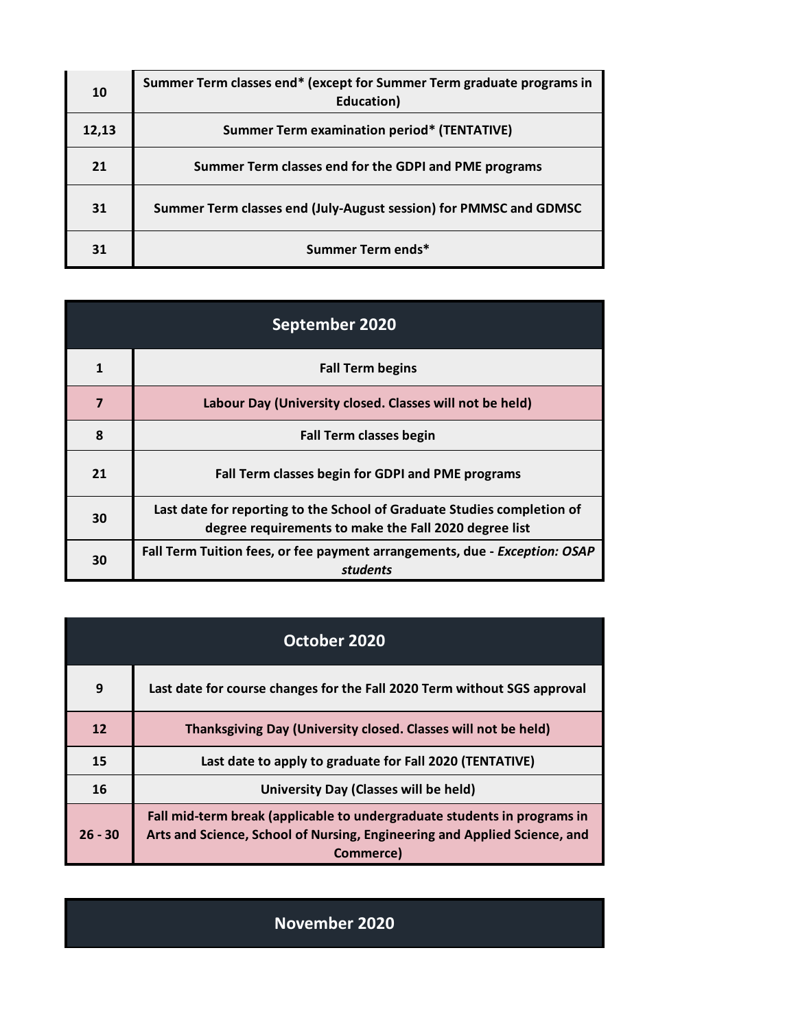| | |
|---|---|
| 10 | Summer Term classes end* (except for Summer Term graduate programs in Education) |
| 12,13 | Summer Term examination period* (TENTATIVE) |
| 21 | Summer Term classes end for the GDPI and PME programs |
| 31 | Summer Term classes end (July-August session) for PMMSC and GDMSC |
| 31 | Summer Term ends* |

## September 2020

| | |
|---|---|
| 1 | Fall Term begins |
| 7 | Labour Day (University closed. Classes will not be held) |
| 8 | Fall Term classes begin |
| 21 | Fall Term classes begin for GDPI and PME programs |
| 30 | Last date for reporting to the School of Graduate Studies completion of degree requirements to make the Fall 2020 degree list |
| 30 | Fall Term Tuition fees, or fee payment arrangements, due - *Exception: OSAP students* |

## October 2020

| | |
|---|---|
| 9 | Last date for course changes for the Fall 2020 Term without SGS approval |
| 12 | Thanksgiving Day (University closed. Classes will not be held) |
| 15 | Last date to apply to graduate for Fall 2020 (TENTATIVE) |
| 16 | University Day (Classes will be held) |
| 26 - 30 | Fall mid-term break (applicable to undergraduate students in programs in Arts and Science, School of Nursing, Engineering and Applied Science, and Commerce) |

## November 2020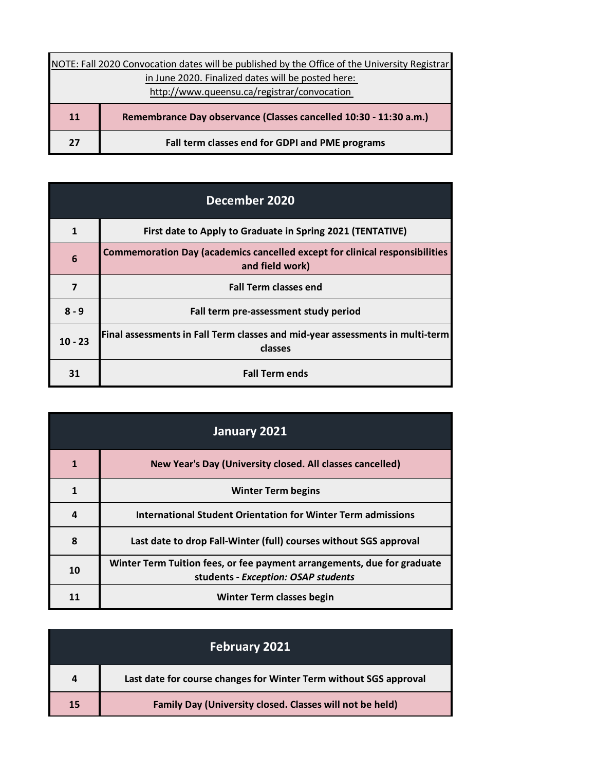| NOTE: Fall 2020 Convocation dates will be published by the Office of the University Registrar in June 2020. Finalized dates will be posted here: http://www.queensu.ca/registrar/convocation | |
|---|---|
| **11** | **Remembrance Day observance (Classes cancelled 10:30 - 11:30 a.m.)** |
| **27** | **Fall term classes end for GDPI and PME programs** |

| **December 2020** | |
|---|---|
| **1** | **First date to Apply to Graduate in Spring 2021 (TENTATIVE)** |
| **6** | **Commemoration Day (academics cancelled except for clinical responsibilities and field work)** |
| **7** | **Fall Term classes end** |
| **8 - 9** | **Fall term pre-assessment study period** |
| **10 - 23** | **Final assessments in Fall Term classes and mid-year assessments in multi-term classes** |
| **31** | **Fall Term ends** |

| **January 2021** | |
|---|---|
| **1** | **New Year's Day (University closed. All classes cancelled)** |
| **1** | **Winter Term begins** |
| **4** | **International Student Orientation for Winter Term admissions** |
| **8** | **Last date to drop Fall-Winter (full) courses without SGS approval** |
| **10** | **Winter Term Tuition fees, or fee payment arrangements, due for graduate students - *Exception: OSAP students*** |
| **11** | **Winter Term classes begin** |

| **February 2021** | |
|---|---|
| **4** | **Last date for course changes for Winter Term without SGS approval** |
| **15** | **Family Day (University closed. Classes will not be held)** |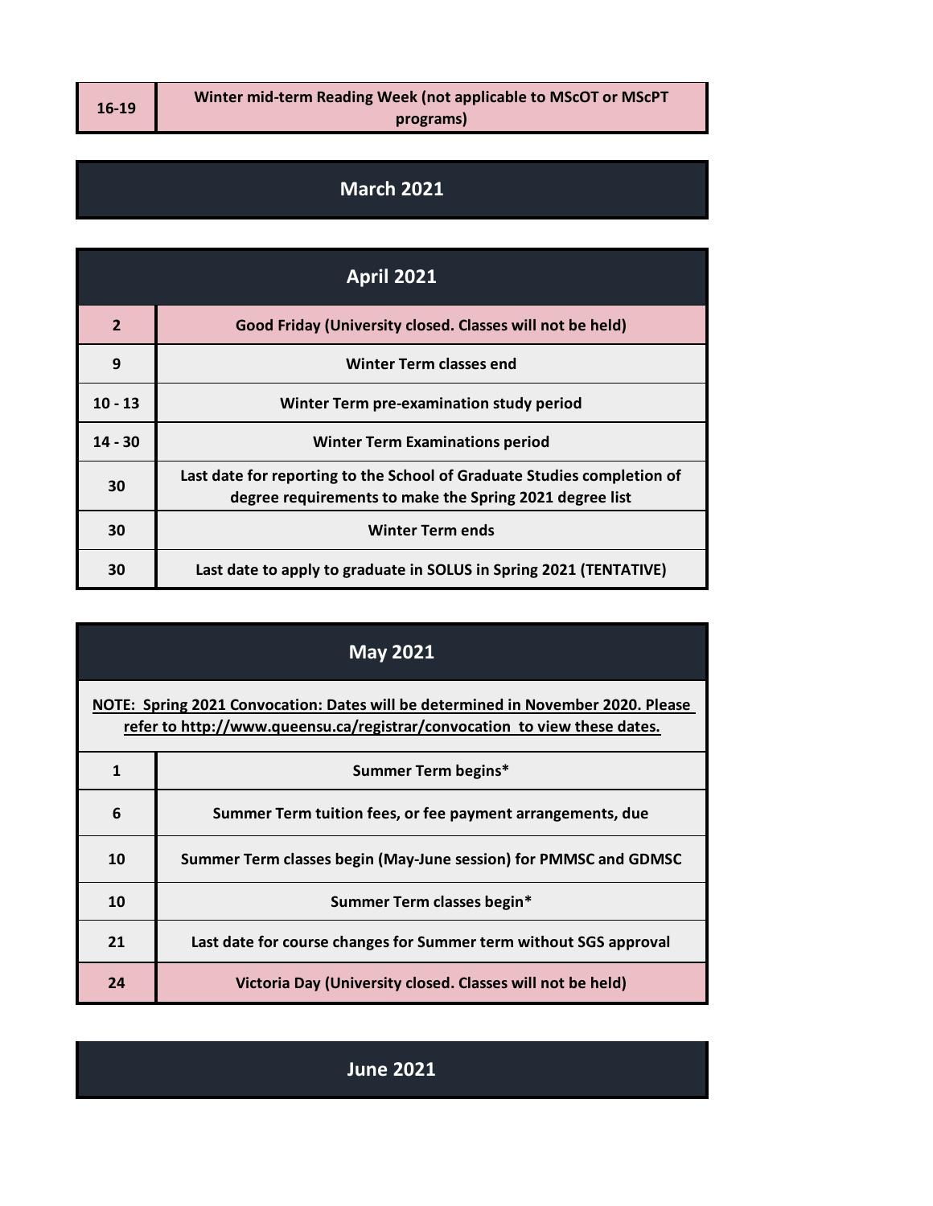| | |
|---|---|
| 16-19 | Winter mid-term Reading Week (not applicable to MScOT or MScPT programs) |

## March 2021

## April 2021

| | |
|---|---|
| 2 | Good Friday (University closed. Classes will not be held) |
| 9 | Winter Term classes end |
| 10 - 13 | Winter Term pre-examination study period |
| 14 - 30 | Winter Term Examinations period |
| 30 | Last date for reporting to the School of Graduate Studies completion of degree requirements to make the Spring 2021 degree list |
| 30 | Winter Term ends |
| 30 | Last date to apply to graduate in SOLUS in Spring 2021 (TENTATIVE) |

## May 2021

**NOTE: Spring 2021 Convocation: Dates will be determined in November 2020. Please refer to http://www.queensu.ca/registrar/convocation to view these dates.**

| | |
|---|---|
| 1 | Summer Term begins* |
| 6 | Summer Term tuition fees, or fee payment arrangements, due |
| 10 | Summer Term classes begin (May-June session) for PMMSC and GDMSC |
| 10 | Summer Term classes begin* |
| 21 | Last date for course changes for Summer term without SGS approval |
| 24 | Victoria Day (University closed. Classes will not be held) |

## June 2021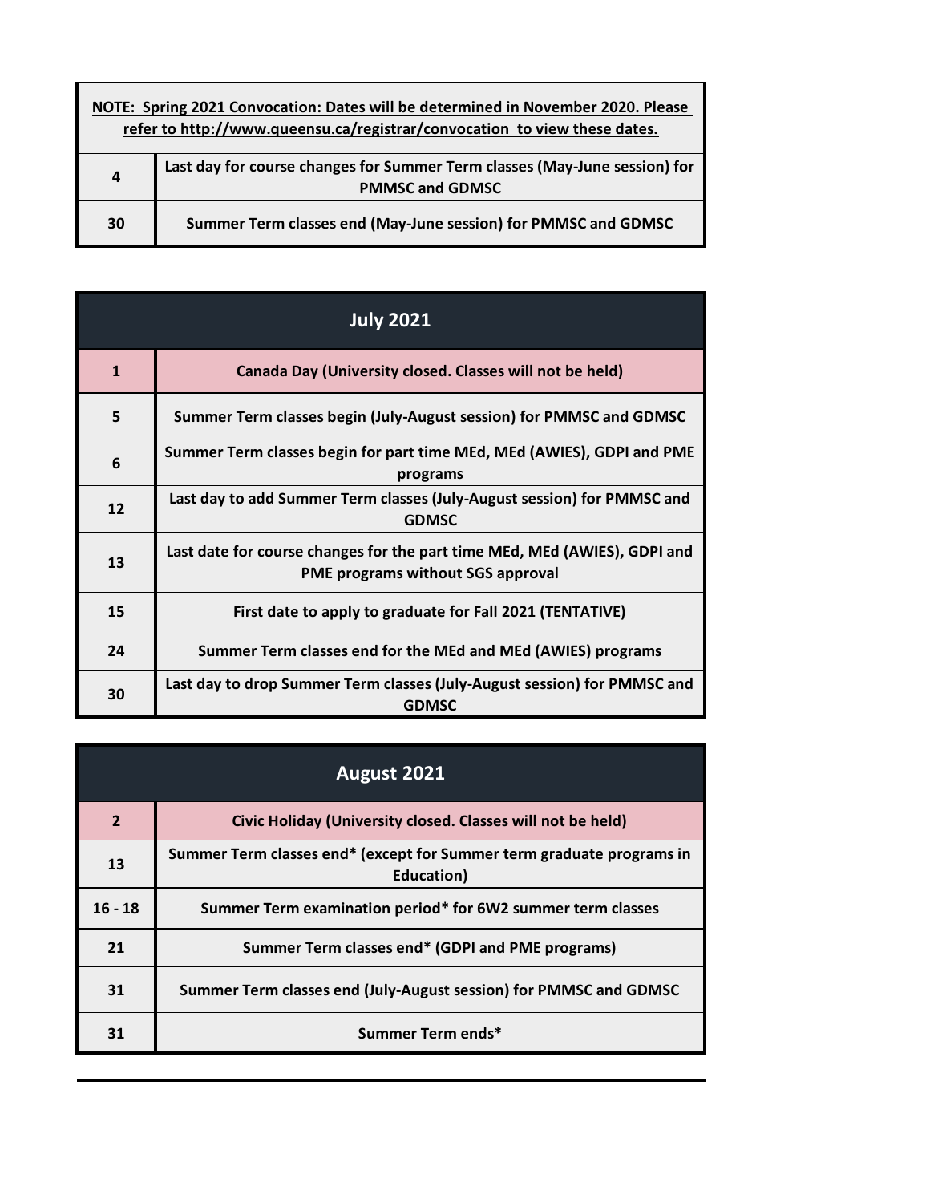**NOTE: Spring 2021 Convocation: Dates will be determined in November 2020. Please refer to http://www.queensu.ca/registrar/convocation to view these dates.**

| | |
|---|---|
| 4 | Last day for course changes for Summer Term classes (May-June session) for PMMSC and GDMSC |
| 30 | Summer Term classes end (May-June session) for PMMSC and GDMSC |

## July 2021

| | |
|---|---|
| 1 | Canada Day (University closed. Classes will not be held) |
| 5 | Summer Term classes begin (July-August session) for PMMSC and GDMSC |
| 6 | Summer Term classes begin for part time MEd, MEd (AWIES), GDPI and PME programs |
| 12 | Last day to add Summer Term classes (July-August session) for PMMSC and GDMSC |
| 13 | Last date for course changes for the part time MEd, MEd (AWIES), GDPI and PME programs without SGS approval |
| 15 | First date to apply to graduate for Fall 2021 (TENTATIVE) |
| 24 | Summer Term classes end for the MEd and MEd (AWIES) programs |
| 30 | Last day to drop Summer Term classes (July-August session) for PMMSC and GDMSC |

## August 2021

| | |
|---|---|
| 2 | Civic Holiday (University closed. Classes will not be held) |
| 13 | Summer Term classes end* (except for Summer term graduate programs in Education) |
| 16 - 18 | Summer Term examination period* for 6W2 summer term classes |
| 21 | Summer Term classes end* (GDPI and PME programs) |
| 31 | Summer Term classes end (July-August session) for PMMSC and GDMSC |
| 31 | Summer Term ends* |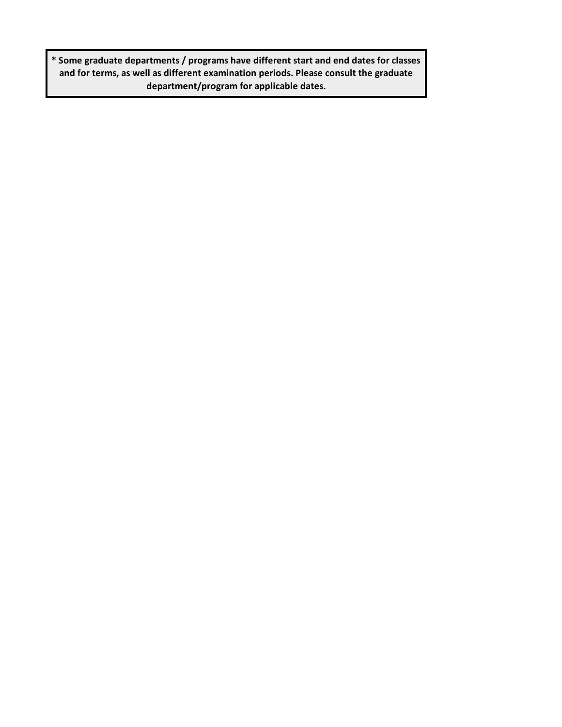**\* Some graduate departments / programs have different start and end dates for classes and for terms, as well as different examination periods. Please consult the graduate department/program for applicable dates.**